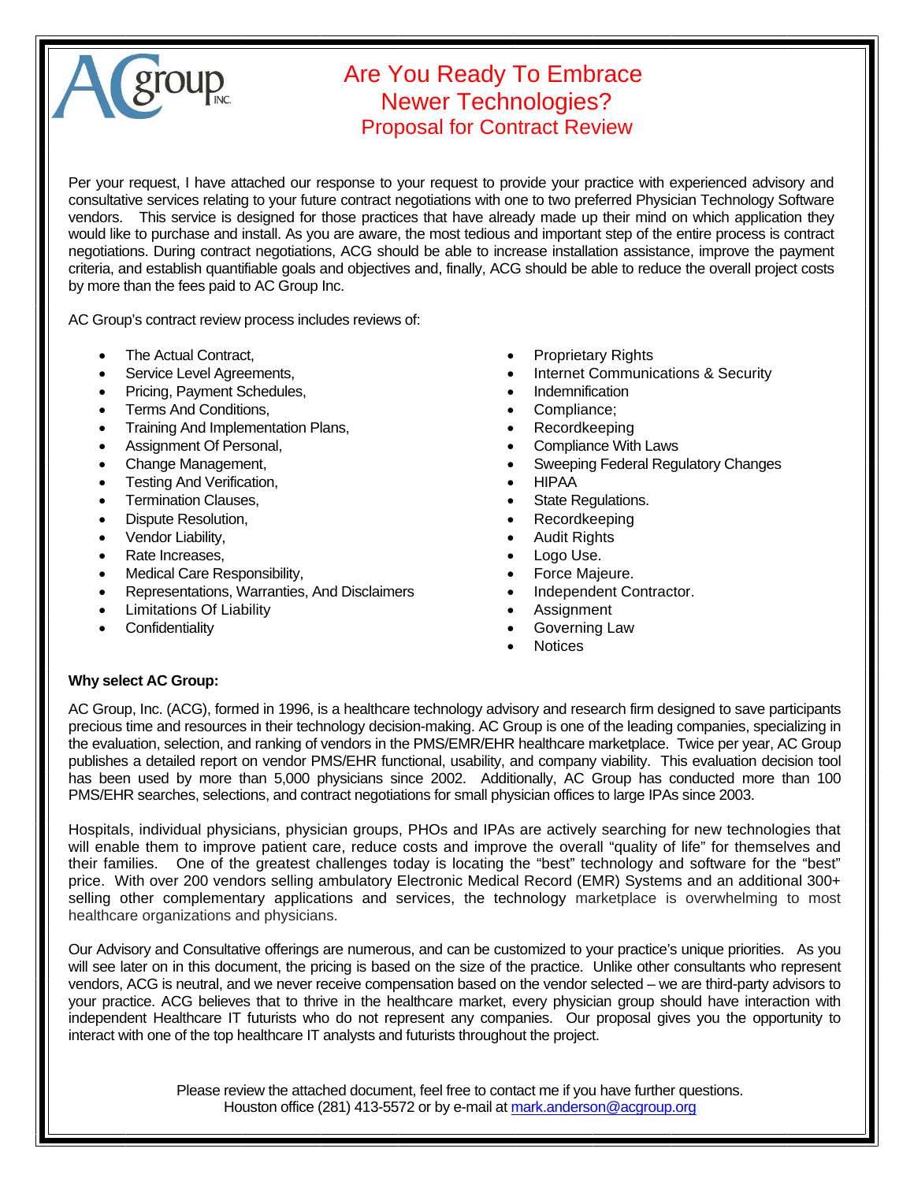# Are You Ready To Embrace Newer Technologies?

## Proposal for Contract Review

Per your request, I have attached our response to your request to provide your practice with experienced advisory and consultative services relating to your future contract negotiations with one to two preferred Physician Technology Software vendors. This service is designed for those practices that have already made up their mind on which application they would like to purchase and install. As you are aware, the most tedious and important step of the entire process is contract negotiations. During contract negotiations, ACG should be able to increase installation assistance, improve the payment criteria, and establish quantifiable goals and objectives and, finally, ACG should be able to reduce the overall project costs by more than the fees paid to AC Group Inc.

AC Group's contract review process includes reviews of:

- The Actual Contract,
- Service Level Agreements,
- Pricing, Payment Schedules,
- Terms And Conditions,
- Training And Implementation Plans,
- Assignment Of Personal,
- Change Management,
- Testing And Verification,
- Termination Clauses,
- Dispute Resolution,
- Vendor Liability,
- Rate Increases,
- Medical Care Responsibility,
- Representations, Warranties, And Disclaimers
- Limitations Of Liability
- Confidentiality
- Proprietary Rights
- Internet Communications & Security
- Indemnification
- Compliance;
- Recordkeeping
- Compliance With Laws
- Sweeping Federal Regulatory Changes
- HIPAA
- State Regulations.
- Recordkeeping
- Audit Rights
- Logo Use.
- Force Majeure.
- Independent Contractor.
- Assignment
- Governing Law
- Notices

**Why select AC Group:**

AC Group, Inc. (ACG), formed in 1996, is a healthcare technology advisory and research firm designed to save participants precious time and resources in their technology decision-making. AC Group is one of the leading companies, specializing in the evaluation, selection, and ranking of vendors in the PMS/EMR/EHR healthcare marketplace. Twice per year, AC Group publishes a detailed report on vendor PMS/EHR functional, usability, and company viability. This evaluation decision tool has been used by more than 5,000 physicians since 2002. Additionally, AC Group has conducted more than 100 PMS/EHR searches, selections, and contract negotiations for small physician offices to large IPAs since 2003.

Hospitals, individual physicians, physician groups, PHOs and IPAs are actively searching for new technologies that will enable them to improve patient care, reduce costs and improve the overall "quality of life" for themselves and their families. One of the greatest challenges today is locating the "best" technology and software for the "best" price. With over 200 vendors selling ambulatory Electronic Medical Record (EMR) Systems and an additional 300+ selling other complementary applications and services, the technology marketplace is overwhelming to most healthcare organizations and physicians.

Our Advisory and Consultative offerings are numerous, and can be customized to your practice's unique priorities. As you will see later on in this document, the pricing is based on the size of the practice. Unlike other consultants who represent vendors, ACG is neutral, and we never receive compensation based on the vendor selected – we are third-party advisors to your practice. ACG believes that to thrive in the healthcare market, every physician group should have interaction with independent Healthcare IT futurists who do not represent any companies. Our proposal gives you the opportunity to interact with one of the top healthcare IT analysts and futurists throughout the project.

Please review the attached document, feel free to contact me if you have further questions.
Houston office (281) 413-5572 or by e-mail at mark.anderson@acgroup.org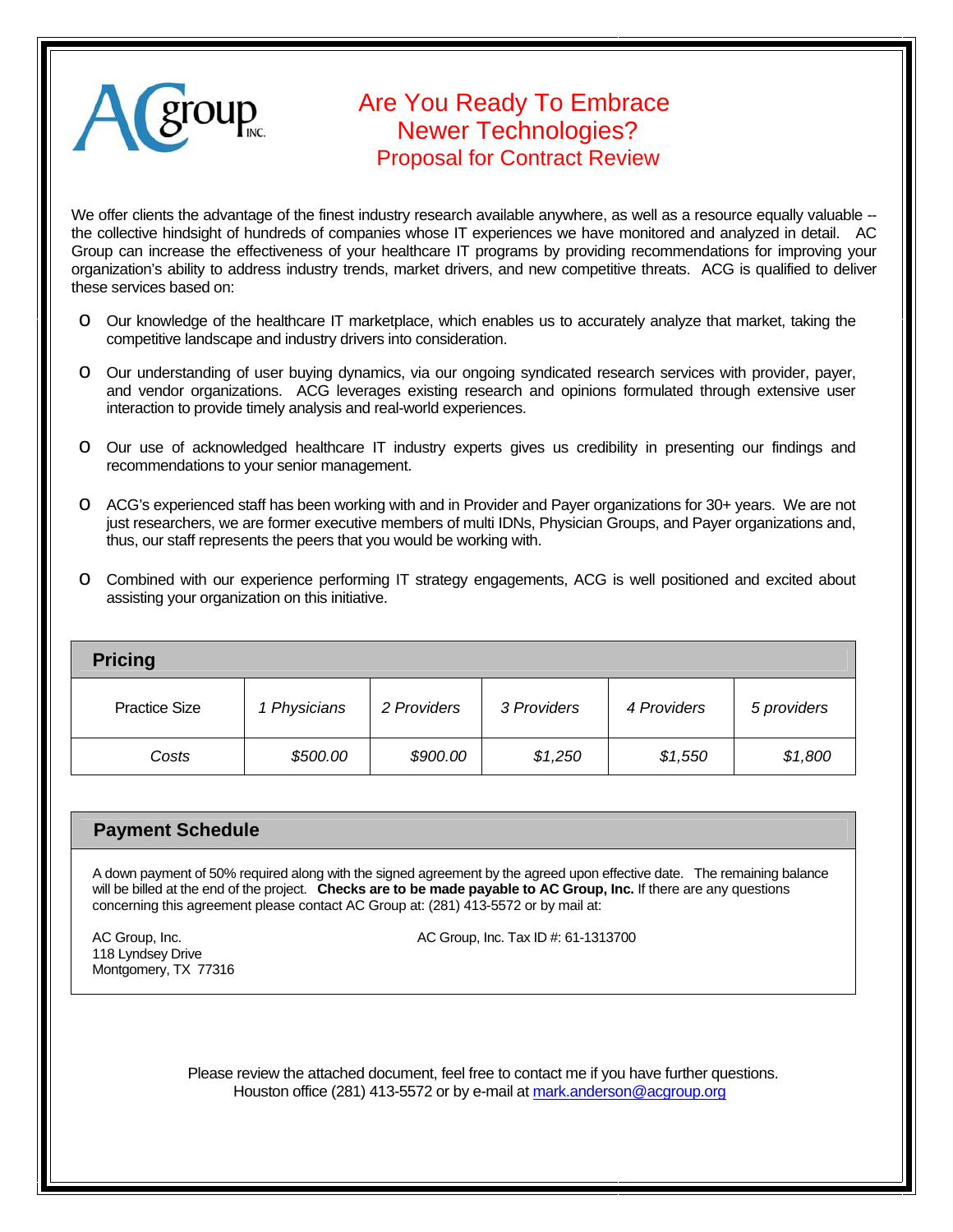# Are You Ready To Embrace Newer Technologies?

## Proposal for Contract Review

We offer clients the advantage of the finest industry research available anywhere, as well as a resource equally valuable -- the collective hindsight of hundreds of companies whose IT experiences we have monitored and analyzed in detail. AC Group can increase the effectiveness of your healthcare IT programs by providing recommendations for improving your organization's ability to address industry trends, market drivers, and new competitive threats. ACG is qualified to deliver these services based on:

- Our knowledge of the healthcare IT marketplace, which enables us to accurately analyze that market, taking the competitive landscape and industry drivers into consideration.
- Our understanding of user buying dynamics, via our ongoing syndicated research services with provider, payer, and vendor organizations. ACG leverages existing research and opinions formulated through extensive user interaction to provide timely analysis and real-world experiences.
- Our use of acknowledged healthcare IT industry experts gives us credibility in presenting our findings and recommendations to your senior management.
- ACG's experienced staff has been working with and in Provider and Payer organizations for 30+ years. We are not just researchers, we are former executive members of multi IDNs, Physician Groups, and Payer organizations and, thus, our staff represents the peers that you would be working with.
- Combined with our experience performing IT strategy engagements, ACG is well positioned and excited about assisting your organization on this initiative.

**Pricing**

| Practice Size | *1 Physicians* | *2 Providers* | *3 Providers* | *4 Providers* | *5 providers* |
|---|---|---|---|---|---|
| *Costs* | *$500.00* | *$900.00* | *$1,250* | *$1,550* | *$1,800* |

**Payment Schedule**

A down payment of 50% required along with the signed agreement by the agreed upon effective date. The remaining balance will be billed at the end of the project. **Checks are to be made payable to AC Group, Inc.** If there are any questions concerning this agreement please contact AC Group at: (281) 413-5572 or by mail at:

AC Group, Inc.
118 Lyndsey Drive
Montgomery, TX 77316

AC Group, Inc. Tax ID #: 61-1313700

Please review the attached document, feel free to contact me if you have further questions.
Houston office (281) 413-5572 or by e-mail at mark.anderson@acgroup.org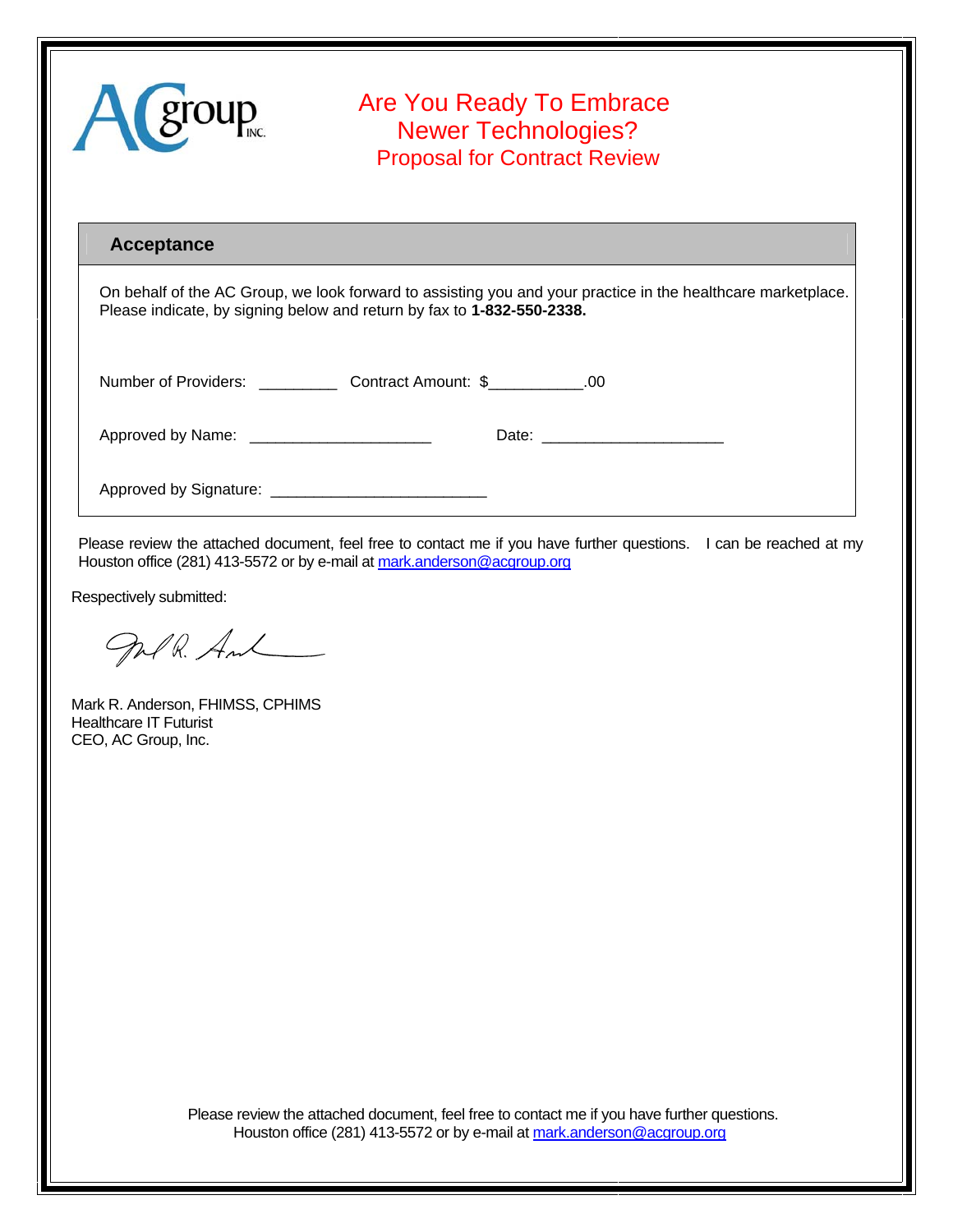# Are You Ready To Embrace Newer Technologies?

## Proposal for Contract Review

### Acceptance

On behalf of the AC Group, we look forward to assisting you and your practice in the healthcare marketplace. Please indicate, by signing below and return by fax to **1-832-550-2338.**

Number of Providers: _________ Contract Amount: $___________.00

Approved by Name: _____________________ Date: _____________________

Approved by Signature: _________________________

Please review the attached document, feel free to contact me if you have further questions. I can be reached at my Houston office (281) 413-5572 or by e-mail at mark.anderson@acgroup.org

Respectively submitted:

Mark R. Anderson, FHIMSS, CPHIMS
Healthcare IT Futurist
CEO, AC Group, Inc.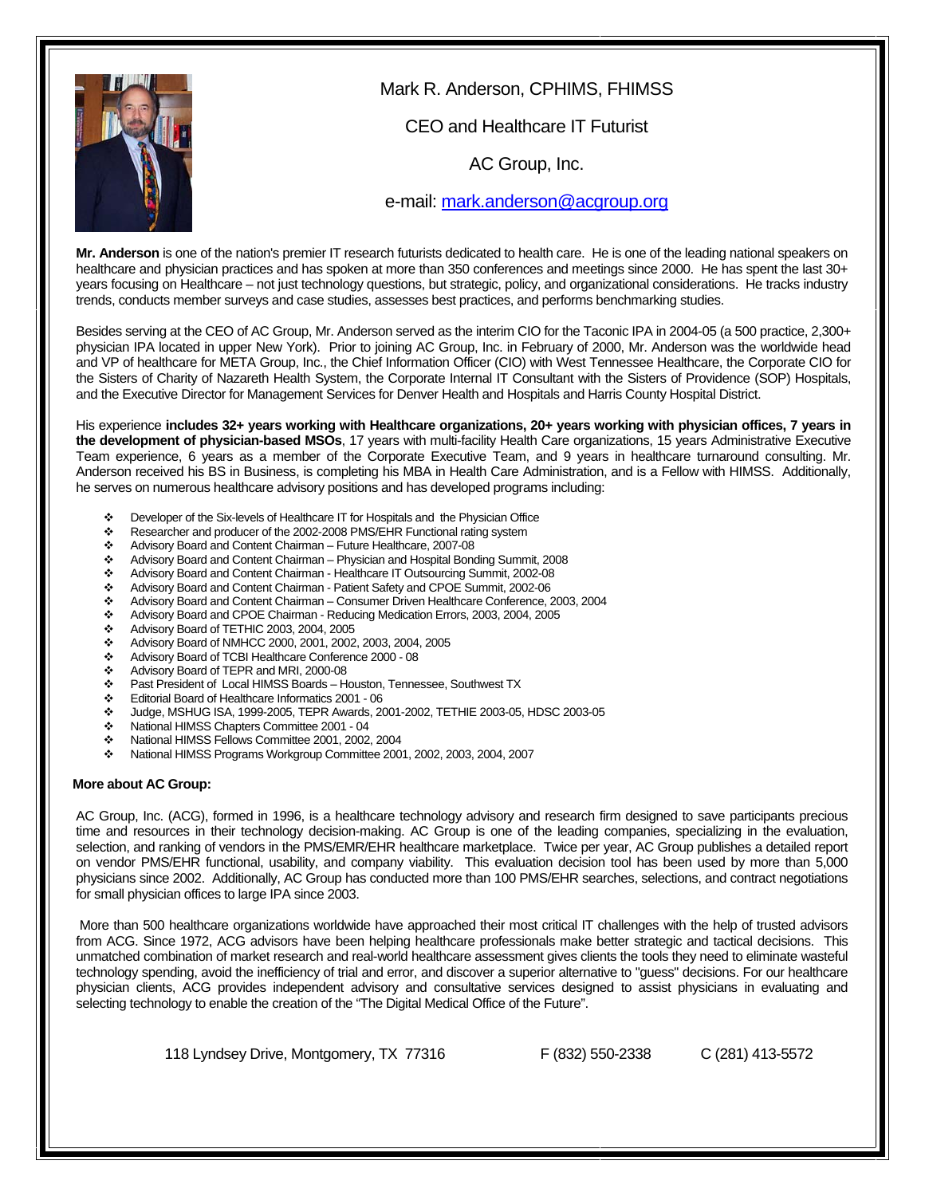Mark R. Anderson, CPHIMS, FHIMSS

CEO and Healthcare IT Futurist

AC Group, Inc.

e-mail: mark.anderson@acgroup.org

**Mr. Anderson** is one of the nation's premier IT research futurists dedicated to health care. He is one of the leading national speakers on healthcare and physician practices and has spoken at more than 350 conferences and meetings since 2000. He has spent the last 30+ years focusing on Healthcare – not just technology questions, but strategic, policy, and organizational considerations. He tracks industry trends, conducts member surveys and case studies, assesses best practices, and performs benchmarking studies.

Besides serving at the CEO of AC Group, Mr. Anderson served as the interim CIO for the Taconic IPA in 2004-05 (a 500 practice, 2,300+ physician IPA located in upper New York). Prior to joining AC Group, Inc. in February of 2000, Mr. Anderson was the worldwide head and VP of healthcare for META Group, Inc., the Chief Information Officer (CIO) with West Tennessee Healthcare, the Corporate CIO for the Sisters of Charity of Nazareth Health System, the Corporate Internal IT Consultant with the Sisters of Providence (SOP) Hospitals, and the Executive Director for Management Services for Denver Health and Hospitals and Harris County Hospital District.

His experience **includes 32+ years working with Healthcare organizations, 20+ years working with physician offices, 7 years in the development of physician-based MSOs**, 17 years with multi-facility Health Care organizations, 15 years Administrative Executive Team experience, 6 years as a member of the Corporate Executive Team, and 9 years in healthcare turnaround consulting. Mr. Anderson received his BS in Business, is completing his MBA in Health Care Administration, and is a Fellow with HIMSS. Additionally, he serves on numerous healthcare advisory positions and has developed programs including:

- Developer of the Six-levels of Healthcare IT for Hospitals and the Physician Office
- Researcher and producer of the 2002-2008 PMS/EHR Functional rating system
- Advisory Board and Content Chairman – Future Healthcare, 2007-08
- Advisory Board and Content Chairman – Physician and Hospital Bonding Summit, 2008
- Advisory Board and Content Chairman - Healthcare IT Outsourcing Summit, 2002-08
- Advisory Board and Content Chairman - Patient Safety and CPOE Summit, 2002-06
- Advisory Board and Content Chairman – Consumer Driven Healthcare Conference, 2003, 2004
- Advisory Board and CPOE Chairman - Reducing Medication Errors, 2003, 2004, 2005
- Advisory Board of TETHIC 2003, 2004, 2005
- Advisory Board of NMHCC 2000, 2001, 2002, 2003, 2004, 2005
- Advisory Board of TCBI Healthcare Conference 2000 - 08
- Advisory Board of TEPR and MRI, 2000-08
- Past President of Local HIMSS Boards – Houston, Tennessee, Southwest TX
- Editorial Board of Healthcare Informatics 2001 - 06
- Judge, MSHUG ISA, 1999-2005, TEPR Awards, 2001-2002, TETHIE 2003-05, HDSC 2003-05
- National HIMSS Chapters Committee 2001 - 04
- National HIMSS Fellows Committee 2001, 2002, 2004
- National HIMSS Programs Workgroup Committee 2001, 2002, 2003, 2004, 2007

**More about AC Group:**

AC Group, Inc. (ACG), formed in 1996, is a healthcare technology advisory and research firm designed to save participants precious time and resources in their technology decision-making. AC Group is one of the leading companies, specializing in the evaluation, selection, and ranking of vendors in the PMS/EMR/EHR healthcare marketplace. Twice per year, AC Group publishes a detailed report on vendor PMS/EHR functional, usability, and company viability. This evaluation decision tool has been used by more than 5,000 physicians since 2002. Additionally, AC Group has conducted more than 100 PMS/EHR searches, selections, and contract negotiations for small physician offices to large IPA since 2003.

More than 500 healthcare organizations worldwide have approached their most critical IT challenges with the help of trusted advisors from ACG. Since 1972, ACG advisors have been helping healthcare professionals make better strategic and tactical decisions. This unmatched combination of market research and real-world healthcare assessment gives clients the tools they need to eliminate wasteful technology spending, avoid the inefficiency of trial and error, and discover a superior alternative to "guess" decisions. For our healthcare physician clients, ACG provides independent advisory and consultative services designed to assist physicians in evaluating and selecting technology to enable the creation of the "The Digital Medical Office of the Future".

118 Lyndsey Drive, Montgomery, TX 77316 F (832) 550-2338 C (281) 413-5572